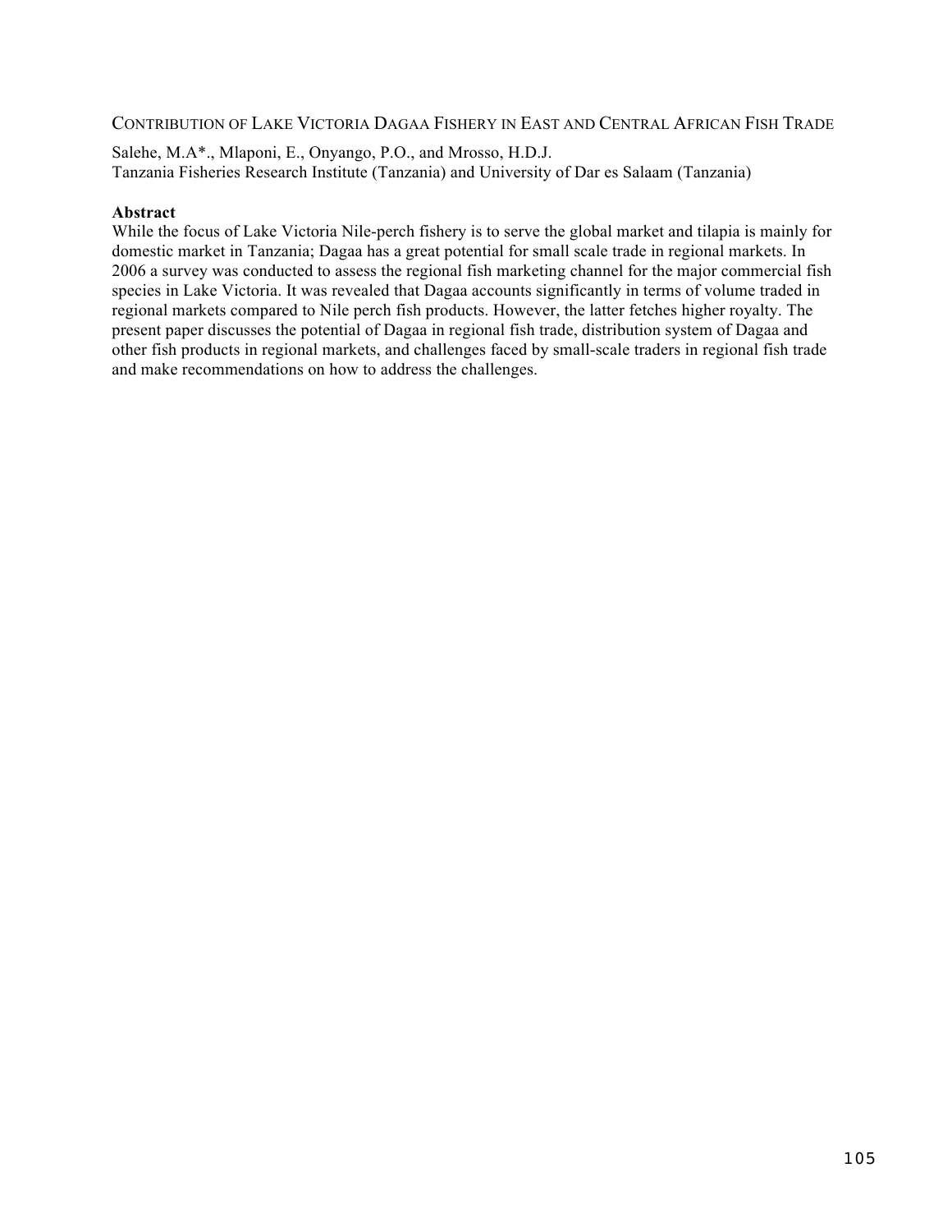## CONTRIBUTION OF LAKE VICTORIA DAGAA FISHERY IN EAST AND CENTRAL AFRICAN FISH TRADE

Salehe, M.A*., Mlaponi, E., Onyango, P.O., and Mrosso, H.D.J.
Tanzania Fisheries Research Institute (Tanzania) and University of Dar es Salaam (Tanzania)

**Abstract**

While the focus of Lake Victoria Nile-perch fishery is to serve the global market and tilapia is mainly for domestic market in Tanzania; Dagaa has a great potential for small scale trade in regional markets. In 2006 a survey was conducted to assess the regional fish marketing channel for the major commercial fish species in Lake Victoria. It was revealed that Dagaa accounts significantly in terms of volume traded in regional markets compared to Nile perch fish products. However, the latter fetches higher royalty. The present paper discusses the potential of Dagaa in regional fish trade, distribution system of Dagaa and other fish products in regional markets, and challenges faced by small-scale traders in regional fish trade and make recommendations on how to address the challenges.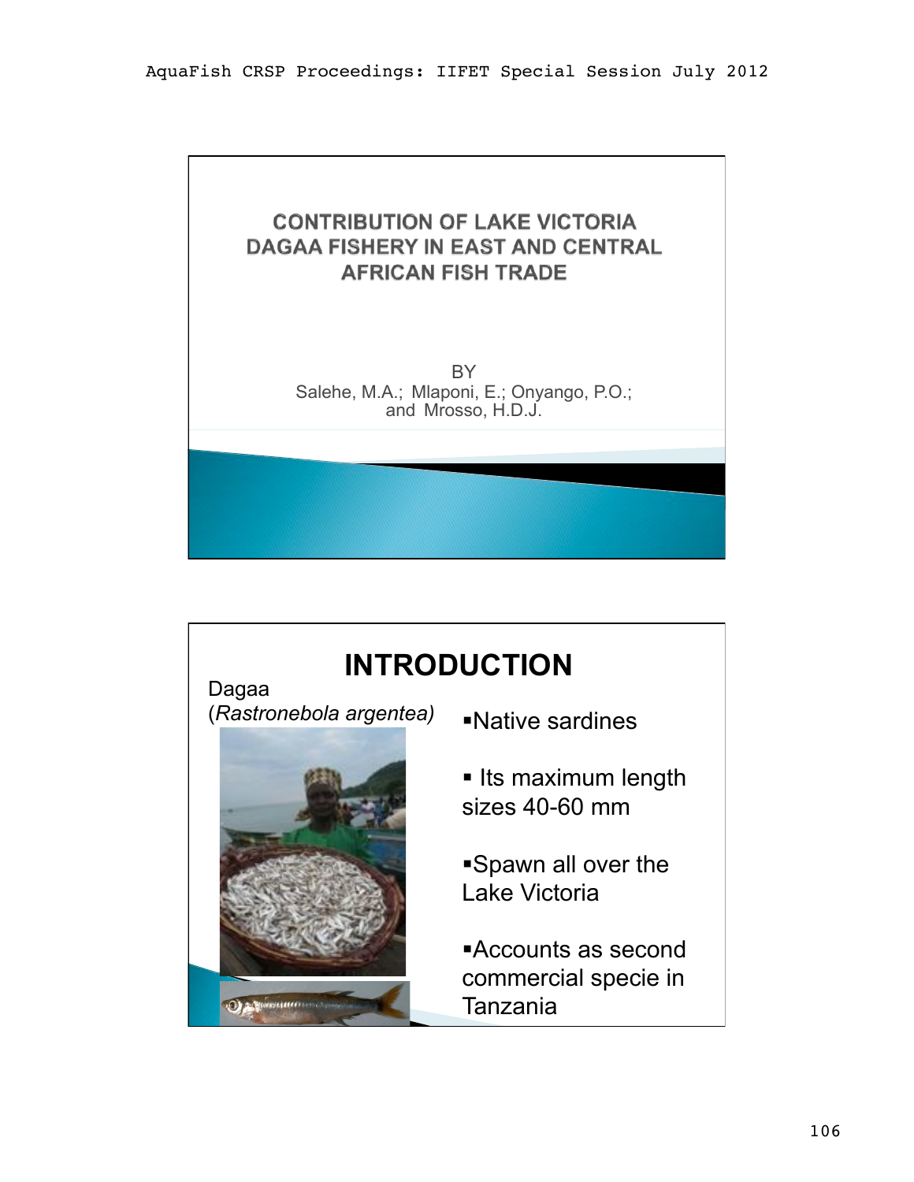## CONTRIBUTION OF LAKE VICTORIA DAGAA FISHERY IN EAST AND CENTRAL AFRICAN FISH TRADE

BY
Salehe, M.A.; Mlaponi, E.; Onyango, P.O.; and Mrosso, H.D.J.

## INTRODUCTION

Dagaa (*Rastronebola argentea)*

- Native sardines
- Its maximum length sizes 40-60 mm
- Spawn all over the Lake Victoria
- Accounts as second commercial specie in Tanzania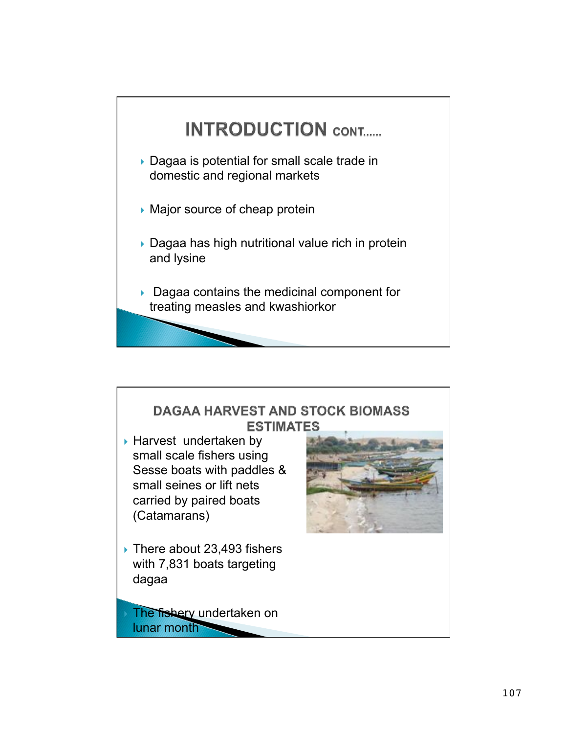## INTRODUCTION CONT......

- Dagaa is potential for small scale trade in domestic and regional markets
- Major source of cheap protein
- Dagaa has high nutritional value rich in protein and lysine
- Dagaa contains the medicinal component for treating measles and kwashiorkor

## DAGAA HARVEST AND STOCK BIOMASS ESTIMATES

- Harvest undertaken by small scale fishers using Sesse boats with paddles & small seines or lift nets carried by paired boats (Catamarans)
- There about 23,493 fishers with 7,831 boats targeting dagaa
- The fishery undertaken on lunar month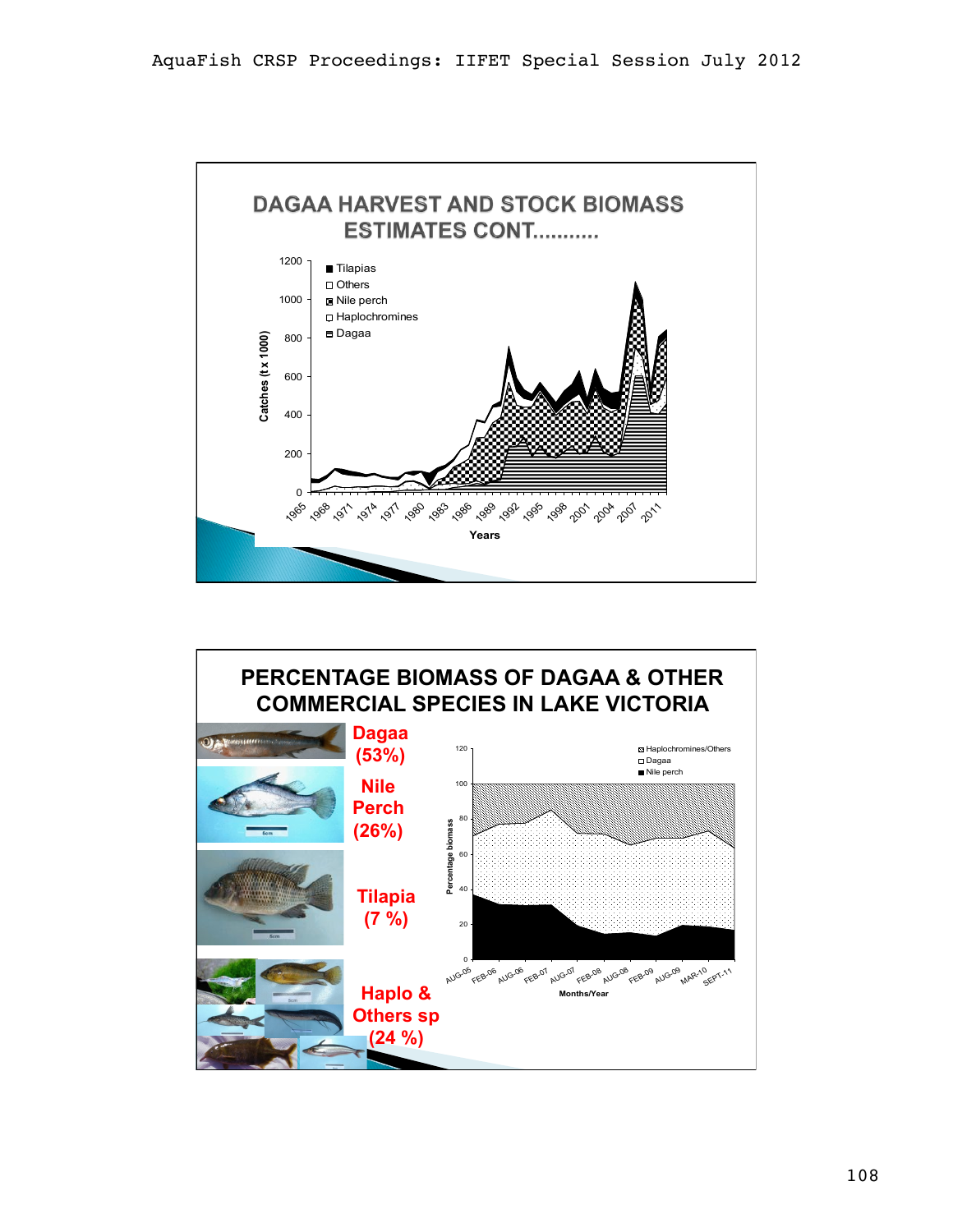## DAGAA HARVEST AND STOCK BIOMASS ESTIMATES CONT...........

Tilapias
Others
Nile perch
Haplochromines
Dagaa

Catches (t x 1000)

0
200
400
600
800
1000
1200

1965 1968 1971 1974 1977 1980 1983 1986 1989 1992 1995 1998 2001 2004 2007 2011

Years

## PERCENTAGE BIOMASS OF DAGAA & OTHER COMMERCIAL SPECIES IN LAKE VICTORIA

Dagaa (53%)

Nile Perch (26%)

Tilapia (7 %)

Haplo & Others sp (24 %)

Haplochromines/Others
Dagaa
Nile perch

Percentage biomass

0
20
40
60
80
100
120

AUG-05 FEB-06 AUG-06 FEB-07 AUG-07 FEB-08 AUG-08 FEB-09 AUG-09 MAR-10 SEPT-11

Months/Year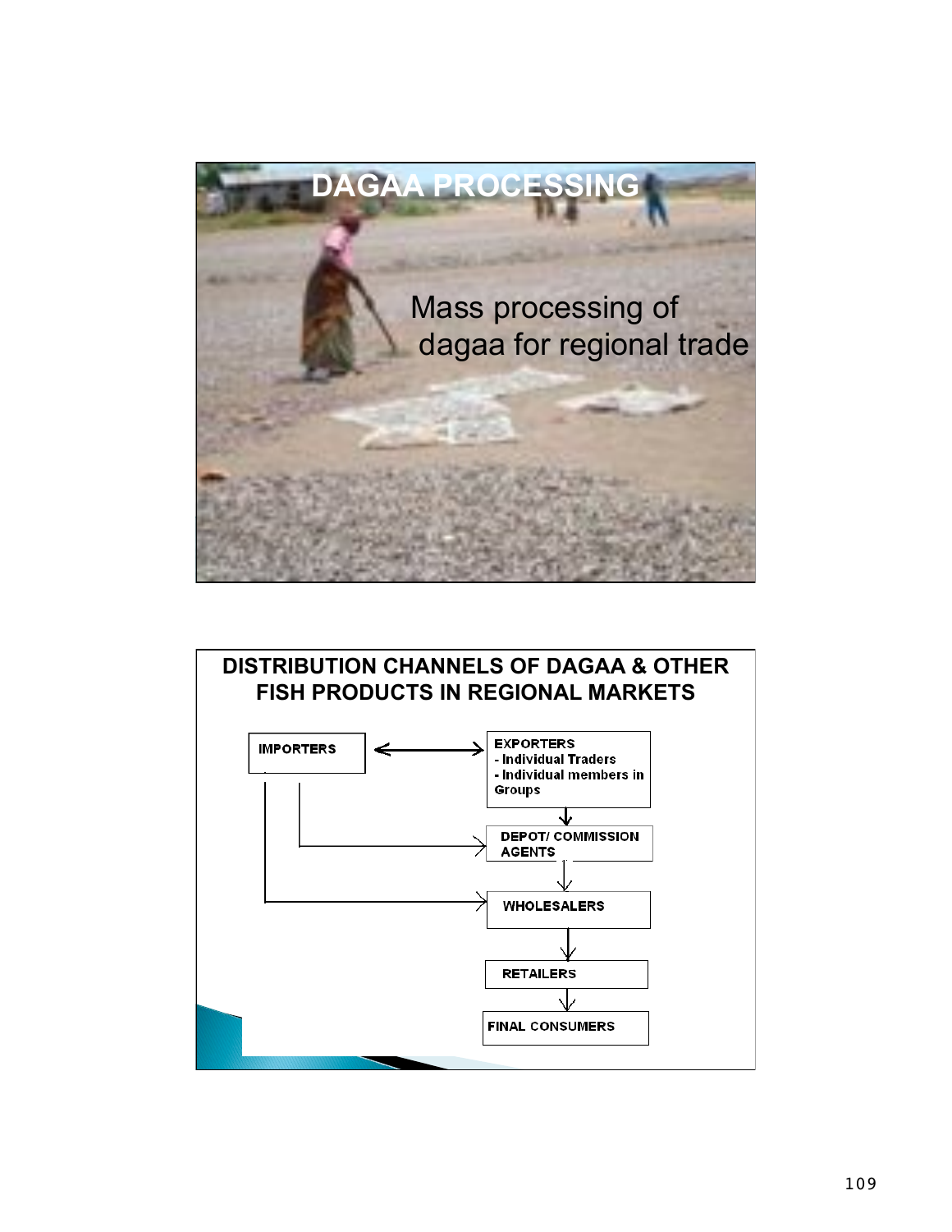## DAGAA PROCESSING

Mass processing of dagaa for regional trade

## DISTRIBUTION CHANNELS OF DAGAA & OTHER FISH PRODUCTS IN REGIONAL MARKETS

IMPORTERS

EXPORTERS
- Individual Traders
- Individual members in Groups

DEPOT/ COMMISSION AGENTS

WHOLESALERS

RETAILERS

FINAL CONSUMERS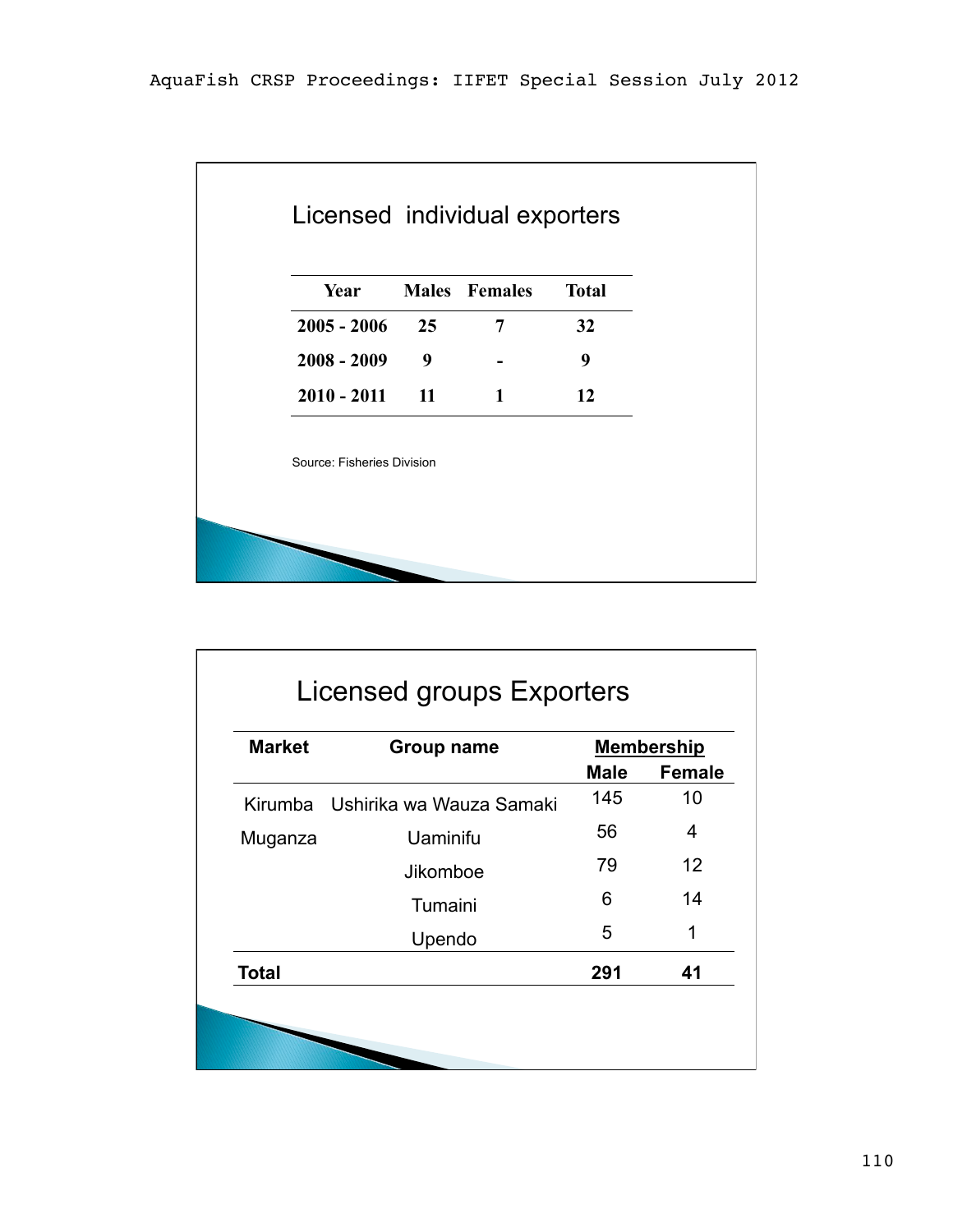## Licensed individual exporters

| Year | Males | Females | Total |
|---|---|---|---|
| 2005 - 2006 | 25 | 7 | 32 |
| 2008 - 2009 | 9 | - | 9 |
| 2010 - 2011 | 11 | 1 | 12 |

Source: Fisheries Division

## Licensed groups Exporters

| Market | Group name | Membership | |
|---|---|---|---|
| | | Male | Female |
| Kirumba | Ushirika wa Wauza Samaki | 145 | 10 |
| Muganza | Uaminifu | 56 | 4 |
| | Jikomboe | 79 | 12 |
| | Tumaini | 6 | 14 |
| | Upendo | 5 | 1 |
| **Total** | | **291** | **41** |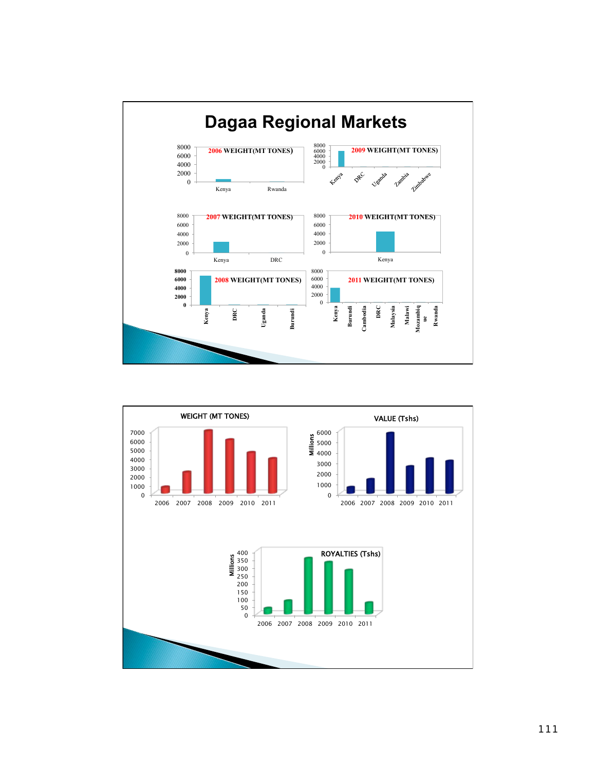# Dagaa Regional Markets

2006 WEIGHT(MT TONES)

8000
6000
4000
2000
0

Kenya
Rwanda

2009 WEIGHT(MT TONES)

8000
6000
4000
2000
0

Kenya
DRC
Uganda
Zambia
Zimbabwe

2007 WEIGHT(MT TONES)

8000
6000
4000
2000
0

Kenya
DRC

2010 WEIGHT(MT TONES)

8000
6000
4000
2000
0

Kenya

2008 WEIGHT(MT TONES)

8000
6000
4000
2000
0

Kenya
DRC
Uganda
Burundi

2011 WEIGHT(MT TONES)

8000
6000
4000
2000
0

Kenya
Burundi
Cambodia
DRC
Malaysia
Malawi
Mozambique
Rwanda

WEIGHT (MT TONES)

7000
6000
5000
4000
3000
2000
1000
0

2006 2007 2008 2009 2010 2011

VALUE (Tshs)

Millions

6000
5000
4000
3000
2000
1000
0

2006 2007 2008 2009 2010 2011

ROYALTIES (Tshs)

Millions

400
350
300
250
200
150
100
50
0

2006 2007 2008 2009 2010 2011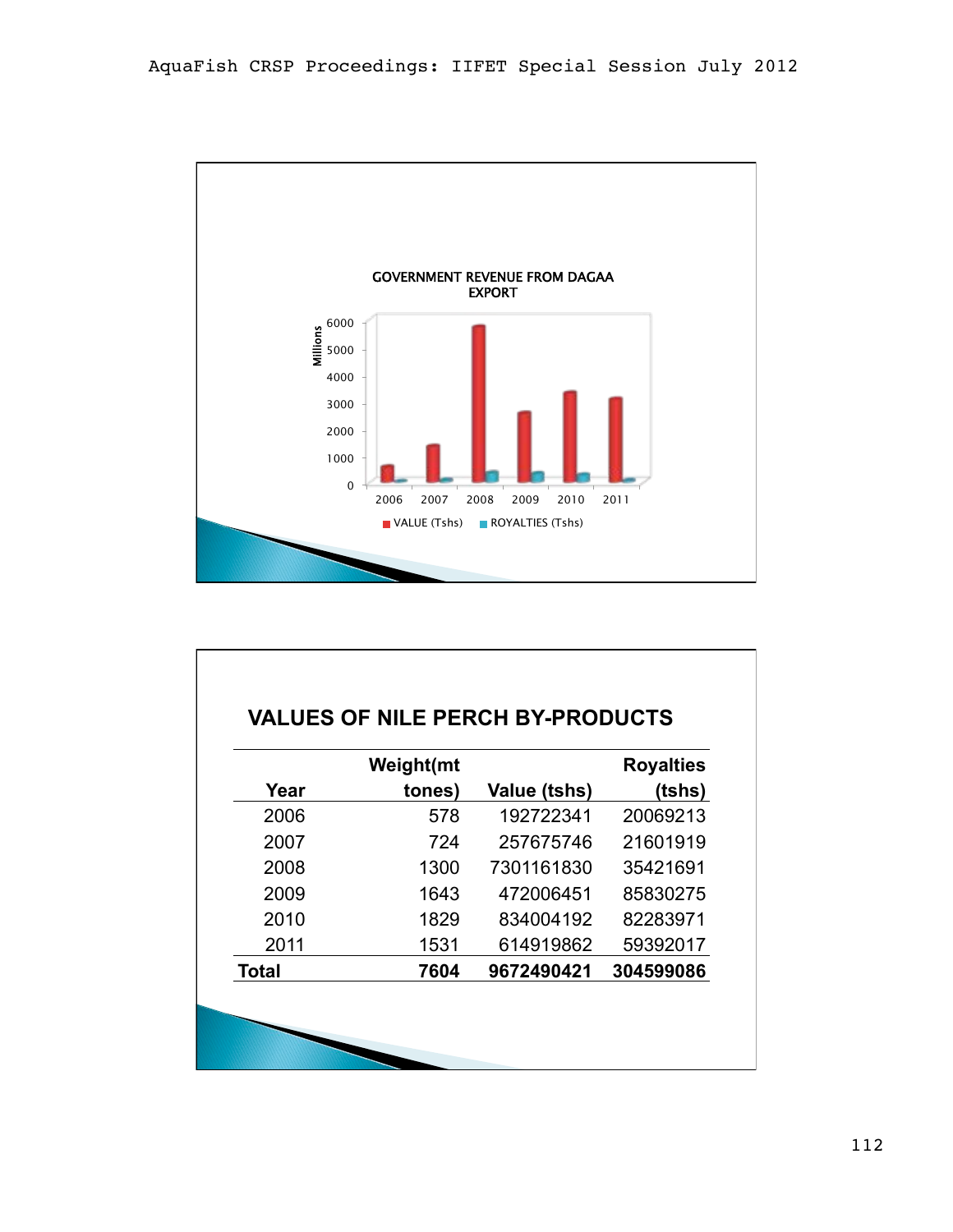GOVERNMENT REVENUE FROM DAGAA EXPORT

Millions

6000
5000
4000
3000
2000
1000
0

2006 2007 2008 2009 2010 2011

VALUE (Tshs) ROYALTIES (Tshs)

## VALUES OF NILE PERCH BY-PRODUCTS

| Year | Weight(mt tones) | Value (tshs) | Royalties (tshs) |
|---|---|---|---|
| 2006 | 578 | 192722341 | 20069213 |
| 2007 | 724 | 257675746 | 21601919 |
| 2008 | 1300 | 7301161830 | 35421691 |
| 2009 | 1643 | 472006451 | 85830275 |
| 2010 | 1829 | 834004192 | 82283971 |
| 2011 | 1531 | 614919862 | 59392017 |
| **Total** | **7604** | **9672490421** | **304599086** |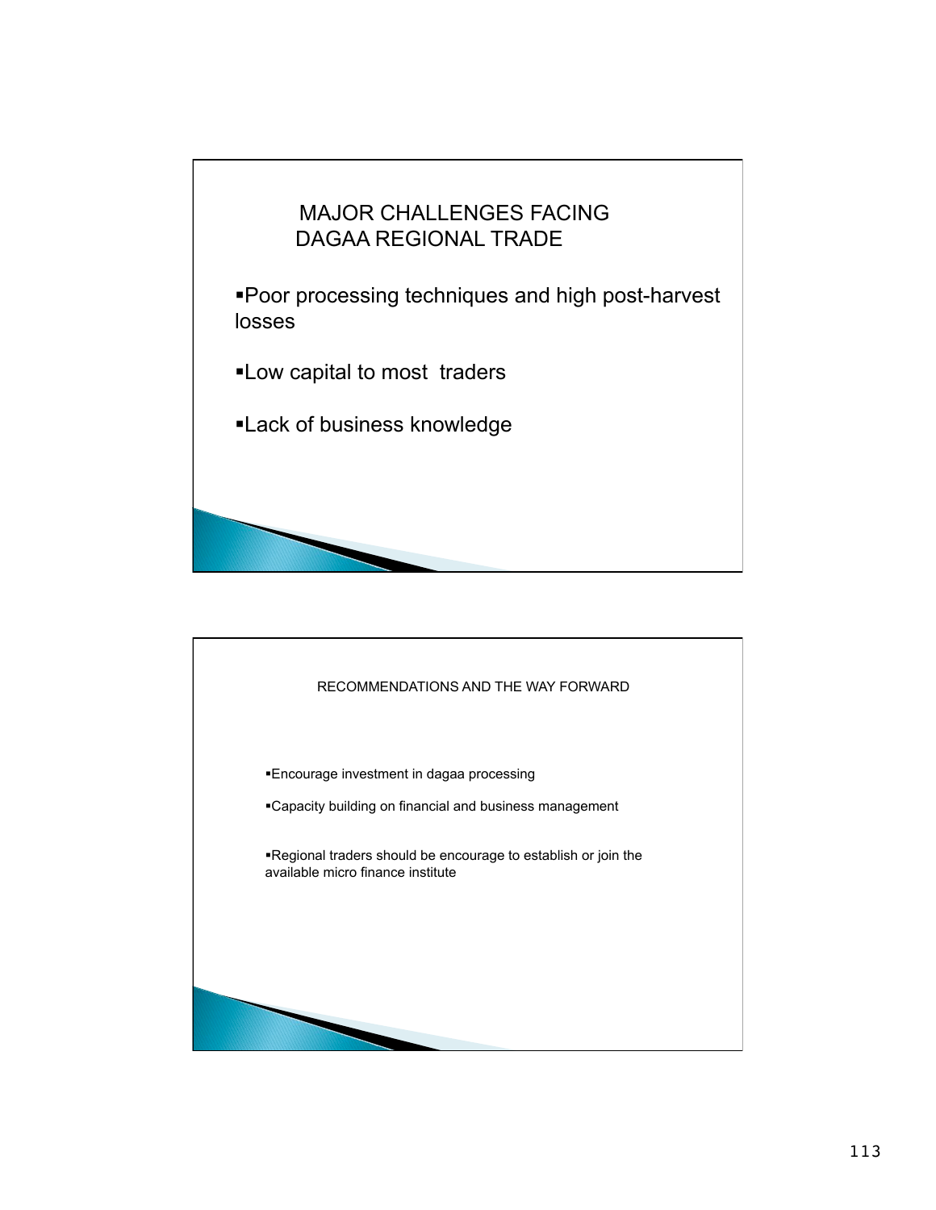## MAJOR CHALLENGES FACING DAGAA REGIONAL TRADE

- Poor processing techniques and high post-harvest losses
- Low capital to most traders
- Lack of business knowledge

## RECOMMENDATIONS AND THE WAY FORWARD

- Encourage investment in dagaa processing
- Capacity building on financial and business management
- Regional traders should be encourage to establish or join the available micro finance institute